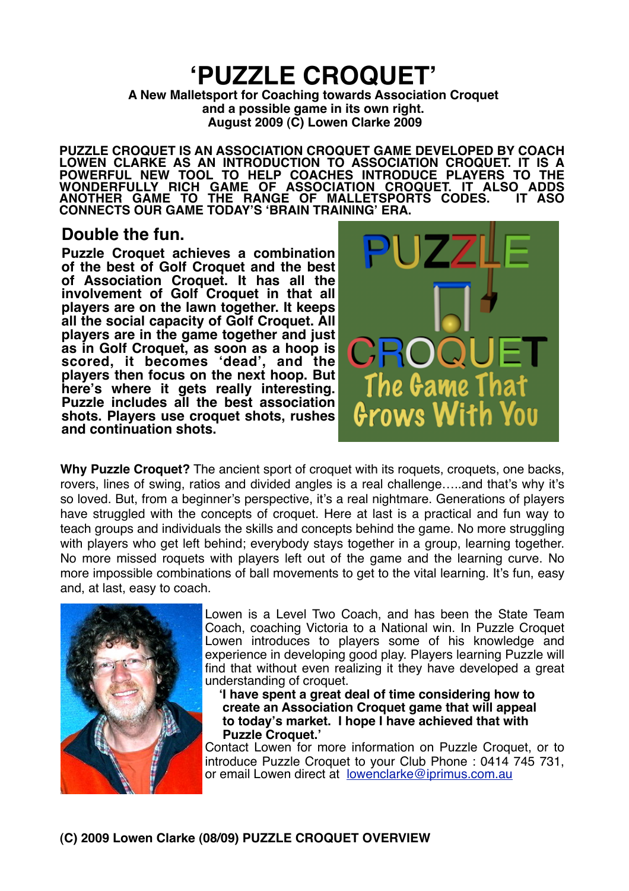# 'PUZZLE CROQUET'

**A New Malletsport for Coaching towards Association Croquet and a possible game in its own right.**
**August 2009 (C) Lowen Clarke 2009**

**PUZZLE CROQUET IS AN ASSOCIATION CROQUET GAME DEVELOPED BY COACH LOWEN CLARKE AS AN INTRODUCTION TO ASSOCIATION CROQUET. IT IS A POWERFUL NEW TOOL TO HELP COACHES INTRODUCE PLAYERS TO THE WONDERFULLY RICH GAME OF ASSOCIATION CROQUET. IT ALSO ADDS ANOTHER GAME TO THE RANGE OF MALLETSPORTS CODES. IT ASO CONNECTS OUR GAME TODAY'S 'BRAIN TRAINING' ERA.**

## Double the fun.

**Puzzle Croquet achieves a combination of the best of Golf Croquet and the best of Association Croquet. It has all the involvement of Golf Croquet in that all players are on the lawn together. It keeps all the social capacity of Golf Croquet. All players are in the game together and just as in Golf Croquet, as soon as a hoop is scored, it becomes 'dead', and the players then focus on the next hoop. But here's where it gets really interesting. Puzzle includes all the best association shots. Players use croquet shots, rushes and continuation shots.**

PUZZLE CROQUET The Game That Grows With You

**Why Puzzle Croquet?** The ancient sport of croquet with its roquets, croquets, one backs, rovers, lines of swing, ratios and divided angles is a real challenge…..and that's why it's so loved. But, from a beginner's perspective, it's a real nightmare. Generations of players have struggled with the concepts of croquet. Here at last is a practical and fun way to teach groups and individuals the skills and concepts behind the game. No more struggling with players who get left behind; everybody stays together in a group, learning together. No more missed roquets with players left out of the game and the learning curve. No more impossible combinations of ball movements to get to the vital learning. It's fun, easy and, at last, easy to coach.

Lowen is a Level Two Coach, and has been the State Team Coach, coaching Victoria to a National win. In Puzzle Croquet Lowen introduces to players some of his knowledge and experience in developing good play. Players learning Puzzle will find that without even realizing it they have developed a great understanding of croquet.

> **'I have spent a great deal of time considering how to create an Association Croquet game that will appeal to today's market. I hope I have achieved that with Puzzle Croquet.'**

Contact Lowen for more information on Puzzle Croquet, or to introduce Puzzle Croquet to your Club Phone : 0414 745 731, or email Lowen direct at lowenclarke@iprimus.com.au

**(C) 2009 Lowen Clarke (08/09) PUZZLE CROQUET OVERVIEW**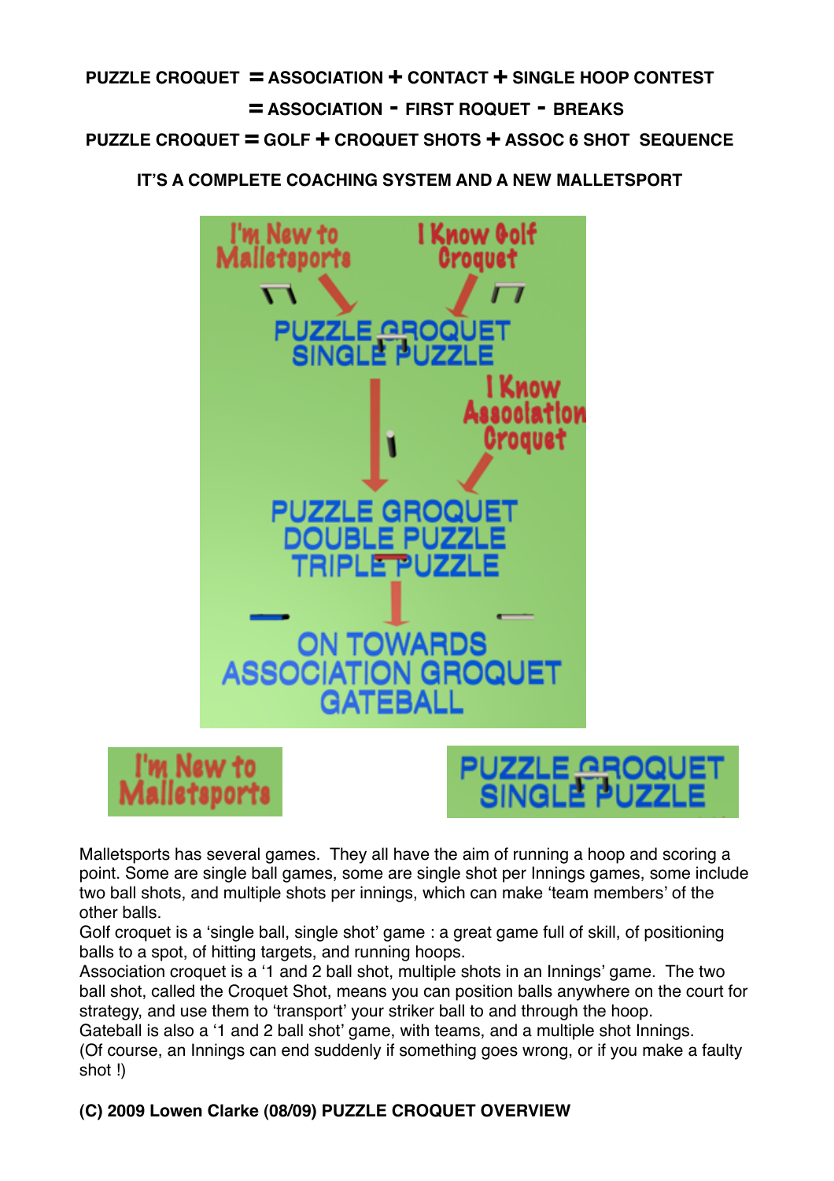**PUZZLE CROQUET = ASSOCIATION + CONTACT + SINGLE HOOP CONTEST**

**= ASSOCIATION - FIRST ROQUET - BREAKS**

**PUZZLE CROQUET = GOLF + CROQUET SHOTS + ASSOC 6 SHOT SEQUENCE**

**IT'S A COMPLETE COACHING SYSTEM AND A NEW MALLETSPORT**

I'm New to Malletsports → PUZZLE CROQUET SINGLE PUZZLE

I Know Golf Croquet → PUZZLE CROQUET SINGLE PUZZLE

PUZZLE CROQUET SINGLE PUZZLE → PUZZLE CROQUET DOUBLE PUZZLE TRIPLE PUZZLE

I Know Association Croquet → PUZZLE CROQUET DOUBLE PUZZLE TRIPLE PUZZLE

PUZZLE CROQUET DOUBLE PUZZLE TRIPLE PUZZLE → ON TOWARDS ASSOCIATION CROQUET GATEBALL

I'm New to Malletsports

PUZZLE CROQUET SINGLE PUZZLE

Malletsports has several games. They all have the aim of running a hoop and scoring a point. Some are single ball games, some are single shot per Innings games, some include two ball shots, and multiple shots per innings, which can make 'team members' of the other balls.

Golf croquet is a 'single ball, single shot' game : a great game full of skill, of positioning balls to a spot, of hitting targets, and running hoops.

Association croquet is a '1 and 2 ball shot, multiple shots in an Innings' game. The two ball shot, called the Croquet Shot, means you can position balls anywhere on the court for strategy, and use them to 'transport' your striker ball to and through the hoop.

Gateball is also a '1 and 2 ball shot' game, with teams, and a multiple shot Innings.

(Of course, an Innings can end suddenly if something goes wrong, or if you make a faulty shot !)

**(C) 2009 Lowen Clarke (08/09) PUZZLE CROQUET OVERVIEW**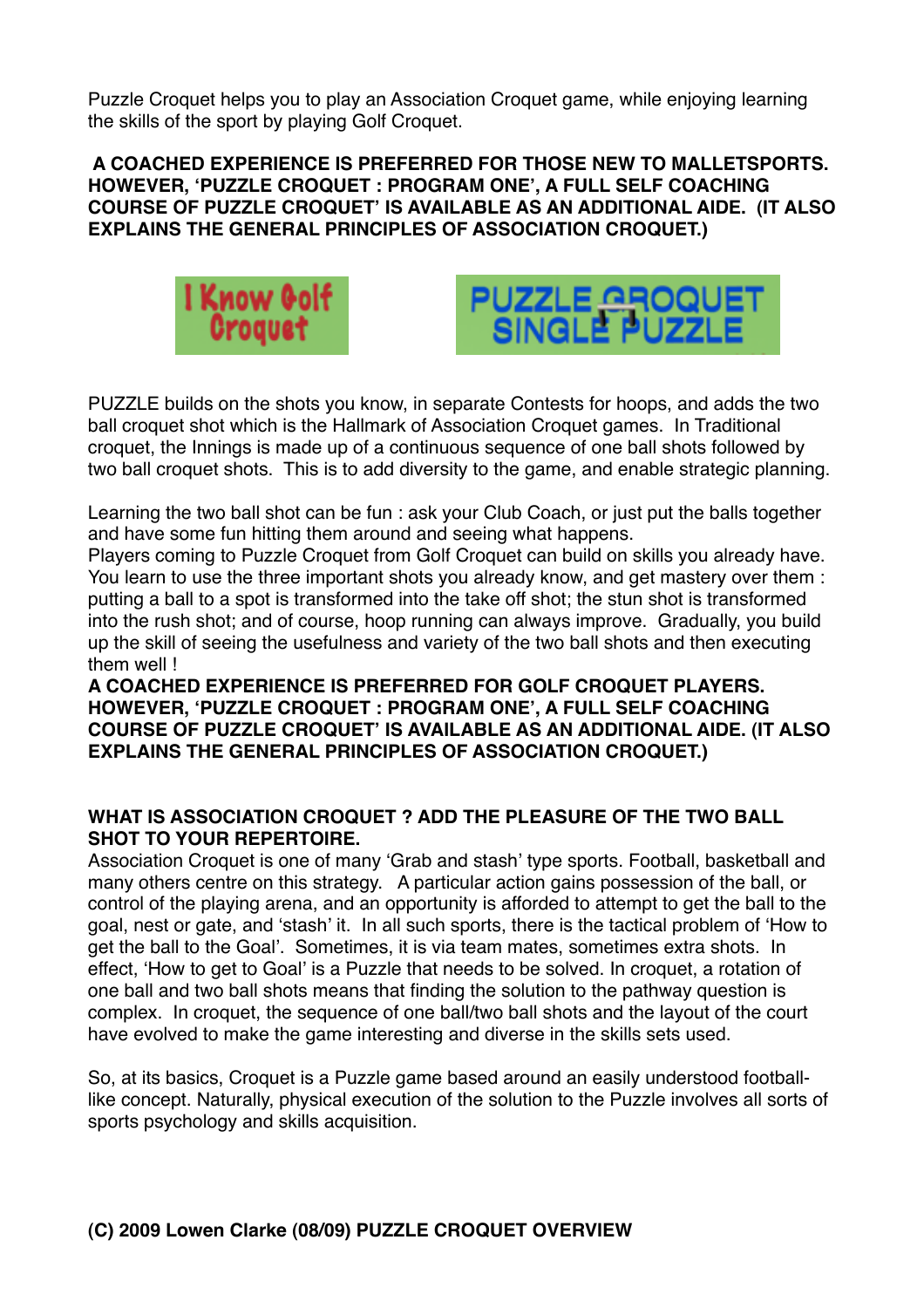Puzzle Croquet helps you to play an Association Croquet game, while enjoying learning the skills of the sport by playing Golf Croquet.

**A COACHED EXPERIENCE IS PREFERRED FOR THOSE NEW TO MALLETSPORTS. HOWEVER, 'PUZZLE CROQUET : PROGRAM ONE', A FULL SELF COACHING COURSE OF PUZZLE CROQUET' IS AVAILABLE AS AN ADDITIONAL AIDE. (IT ALSO EXPLAINS THE GENERAL PRINCIPLES OF ASSOCIATION CROQUET.)**

I Know Golf Croquet

PUZZLE CROQUET SINGLE PUZZLE

PUZZLE builds on the shots you know, in separate Contests for hoops, and adds the two ball croquet shot which is the Hallmark of Association Croquet games. In Traditional croquet, the Innings is made up of a continuous sequence of one ball shots followed by two ball croquet shots. This is to add diversity to the game, and enable strategic planning.

Learning the two ball shot can be fun : ask your Club Coach, or just put the balls together and have some fun hitting them around and seeing what happens.
Players coming to Puzzle Croquet from Golf Croquet can build on skills you already have. You learn to use the three important shots you already know, and get mastery over them : putting a ball to a spot is transformed into the take off shot; the stun shot is transformed into the rush shot; and of course, hoop running can always improve. Gradually, you build up the skill of seeing the usefulness and variety of the two ball shots and then executing them well !
**A COACHED EXPERIENCE IS PREFERRED FOR GOLF CROQUET PLAYERS. HOWEVER, 'PUZZLE CROQUET : PROGRAM ONE', A FULL SELF COACHING COURSE OF PUZZLE CROQUET' IS AVAILABLE AS AN ADDITIONAL AIDE. (IT ALSO EXPLAINS THE GENERAL PRINCIPLES OF ASSOCIATION CROQUET.)**

**WHAT IS ASSOCIATION CROQUET ? ADD THE PLEASURE OF THE TWO BALL SHOT TO YOUR REPERTOIRE.**
Association Croquet is one of many 'Grab and stash' type sports. Football, basketball and many others centre on this strategy. A particular action gains possession of the ball, or control of the playing arena, and an opportunity is afforded to attempt to get the ball to the goal, nest or gate, and 'stash' it. In all such sports, there is the tactical problem of 'How to get the ball to the Goal'. Sometimes, it is via team mates, sometimes extra shots. In effect, 'How to get to Goal' is a Puzzle that needs to be solved. In croquet, a rotation of one ball and two ball shots means that finding the solution to the pathway question is complex. In croquet, the sequence of one ball/two ball shots and the layout of the court have evolved to make the game interesting and diverse in the skills sets used.

So, at its basics, Croquet is a Puzzle game based around an easily understood football-like concept. Naturally, physical execution of the solution to the Puzzle involves all sorts of sports psychology and skills acquisition.

**(C) 2009 Lowen Clarke (08/09) PUZZLE CROQUET OVERVIEW**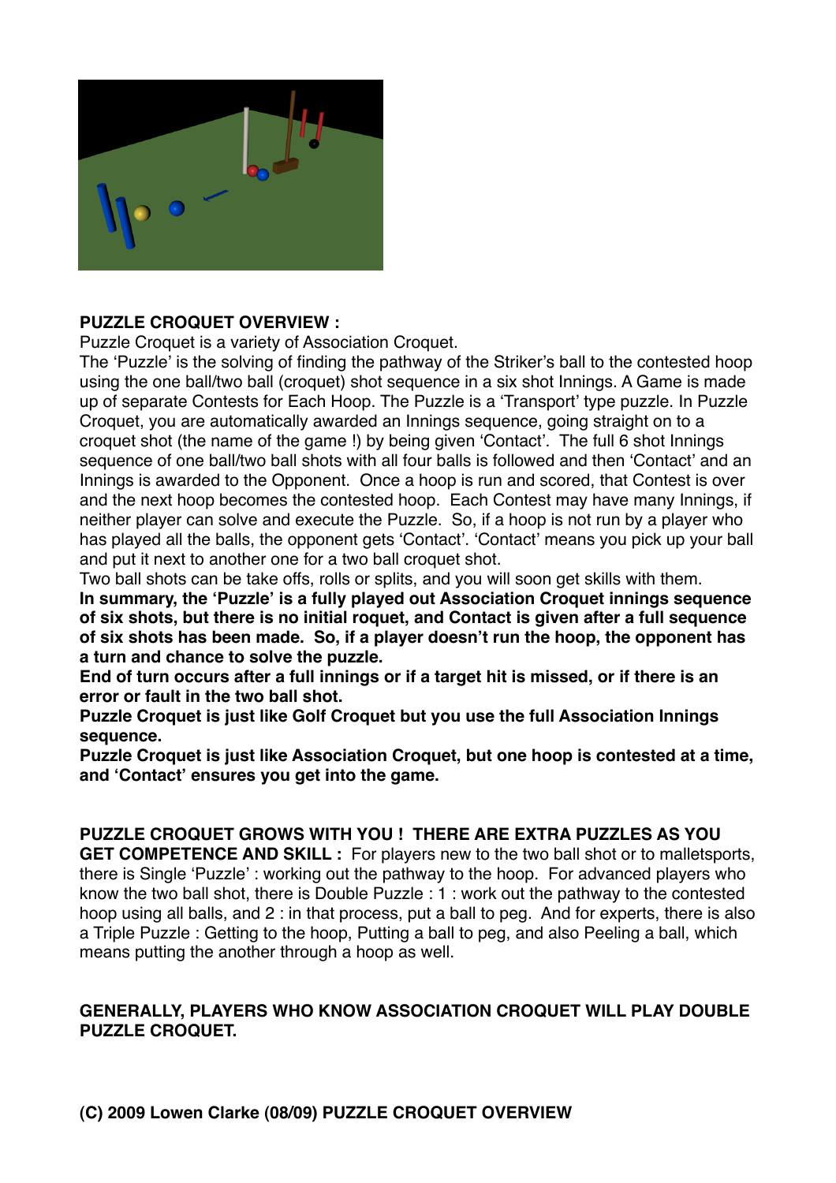## PUZZLE CROQUET OVERVIEW :

Puzzle Croquet is a variety of Association Croquet.

The 'Puzzle' is the solving of finding the pathway of the Striker's ball to the contested hoop using the one ball/two ball (croquet) shot sequence in a six shot Innings. A Game is made up of separate Contests for Each Hoop. The Puzzle is a 'Transport' type puzzle. In Puzzle Croquet, you are automatically awarded an Innings sequence, going straight on to a croquet shot (the name of the game !) by being given 'Contact'. The full 6 shot Innings sequence of one ball/two ball shots with all four balls is followed and then 'Contact' and an Innings is awarded to the Opponent. Once a hoop is run and scored, that Contest is over and the next hoop becomes the contested hoop. Each Contest may have many Innings, if neither player can solve and execute the Puzzle. So, if a hoop is not run by a player who has played all the balls, the opponent gets 'Contact'. 'Contact' means you pick up your ball and put it next to another one for a two ball croquet shot.

Two ball shots can be take offs, rolls or splits, and you will soon get skills with them.

**In summary, the 'Puzzle' is a fully played out Association Croquet innings sequence of six shots, but there is no initial roquet, and Contact is given after a full sequence of six shots has been made. So, if a player doesn't run the hoop, the opponent has a turn and chance to solve the puzzle.**

**End of turn occurs after a full innings or if a target hit is missed, or if there is an error or fault in the two ball shot.**

**Puzzle Croquet is just like Golf Croquet but you use the full Association Innings sequence.**

**Puzzle Croquet is just like Association Croquet, but one hoop is contested at a time, and 'Contact' ensures you get into the game.**

**PUZZLE CROQUET GROWS WITH YOU ! THERE ARE EXTRA PUZZLES AS YOU GET COMPETENCE AND SKILL :** For players new to the two ball shot or to malletsports, there is Single 'Puzzle' : working out the pathway to the hoop. For advanced players who know the two ball shot, there is Double Puzzle : 1 : work out the pathway to the contested hoop using all balls, and 2 : in that process, put a ball to peg. And for experts, there is also a Triple Puzzle : Getting to the hoop, Putting a ball to peg, and also Peeling a ball, which means putting the another through a hoop as well.

**GENERALLY, PLAYERS WHO KNOW ASSOCIATION CROQUET WILL PLAY DOUBLE PUZZLE CROQUET.**

**(C) 2009 Lowen Clarke (08/09) PUZZLE CROQUET OVERVIEW**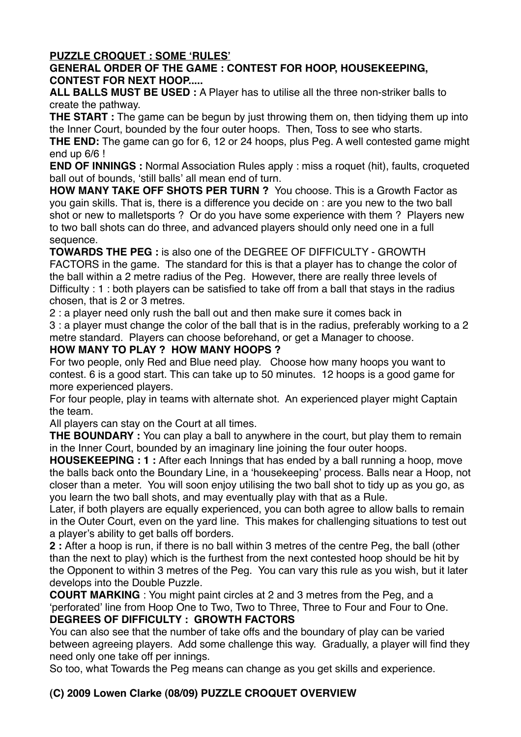**PUZZLE CROQUET : SOME 'RULES'**

**GENERAL ORDER OF THE GAME : CONTEST FOR HOOP, HOUSEKEEPING, CONTEST FOR NEXT HOOP.....**

**ALL BALLS MUST BE USED :** A Player has to utilise all the three non-striker balls to create the pathway.

**THE START :** The game can be begun by just throwing them on, then tidying them up into the Inner Court, bounded by the four outer hoops. Then, Toss to see who starts.

**THE END:** The game can go for 6, 12 or 24 hoops, plus Peg. A well contested game might end up 6/6 !

**END OF INNINGS :** Normal Association Rules apply : miss a roquet (hit), faults, croqueted ball out of bounds, 'still balls' all mean end of turn.

**HOW MANY TAKE OFF SHOTS PER TURN ?** You choose. This is a Growth Factor as you gain skills. That is, there is a difference you decide on : are you new to the two ball shot or new to malletsports ? Or do you have some experience with them ? Players new to two ball shots can do three, and advanced players should only need one in a full sequence.

**TOWARDS THE PEG :** is also one of the DEGREE OF DIFFICULTY - GROWTH FACTORS in the game. The standard for this is that a player has to change the color of the ball within a 2 metre radius of the Peg. However, there are really three levels of Difficulty : 1 : both players can be satisfied to take off from a ball that stays in the radius chosen, that is 2 or 3 metres.

2 : a player need only rush the ball out and then make sure it comes back in

3 : a player must change the color of the ball that is in the radius, preferably working to a 2 metre standard. Players can choose beforehand, or get a Manager to choose.

**HOW MANY TO PLAY ? HOW MANY HOOPS ?**

For two people, only Red and Blue need play. Choose how many hoops you want to contest. 6 is a good start. This can take up to 50 minutes. 12 hoops is a good game for more experienced players.

For four people, play in teams with alternate shot. An experienced player might Captain the team.

All players can stay on the Court at all times.

**THE BOUNDARY :** You can play a ball to anywhere in the court, but play them to remain in the Inner Court, bounded by an imaginary line joining the four outer hoops.

**HOUSEKEEPING : 1 :** After each Innings that has ended by a ball running a hoop, move the balls back onto the Boundary Line, in a 'housekeeping' process. Balls near a Hoop, not closer than a meter. You will soon enjoy utilising the two ball shot to tidy up as you go, as you learn the two ball shots, and may eventually play with that as a Rule.

Later, if both players are equally experienced, you can both agree to allow balls to remain in the Outer Court, even on the yard line. This makes for challenging situations to test out a player's ability to get balls off borders.

**2 :** After a hoop is run, if there is no ball within 3 metres of the centre Peg, the ball (other than the next to play) which is the furthest from the next contested hoop should be hit by the Opponent to within 3 metres of the Peg. You can vary this rule as you wish, but it later develops into the Double Puzzle.

**COURT MARKING** : You might paint circles at 2 and 3 metres from the Peg, and a 'perforated' line from Hoop One to Two, Two to Three, Three to Four and Four to One.

**DEGREES OF DIFFICULTY : GROWTH FACTORS**

You can also see that the number of take offs and the boundary of play can be varied between agreeing players. Add some challenge this way. Gradually, a player will find they need only one take off per innings.

So too, what Towards the Peg means can change as you get skills and experience.

**(C) 2009 Lowen Clarke (08/09) PUZZLE CROQUET OVERVIEW**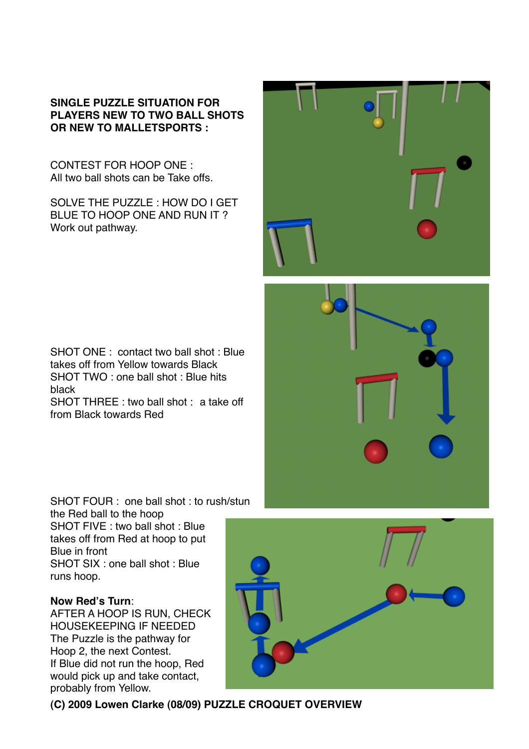**SINGLE PUZZLE SITUATION FOR PLAYERS NEW TO TWO BALL SHOTS OR NEW TO MALLETSPORTS :**

CONTEST FOR HOOP ONE :
All two ball shots can be Take offs.

SOLVE THE PUZZLE : HOW DO I GET BLUE TO HOOP ONE AND RUN IT ?
Work out pathway.

SHOT ONE : contact two ball shot : Blue takes off from Yellow towards Black
SHOT TWO : one ball shot : Blue hits black
SHOT THREE : two ball shot : a take off from Black towards Red

SHOT FOUR : one ball shot : to rush/stun the Red ball to the hoop
SHOT FIVE : two ball shot : Blue takes off from Red at hoop to put Blue in front
SHOT SIX : one ball shot : Blue runs hoop.

**Now Red's Turn**:
AFTER A HOOP IS RUN, CHECK HOUSEKEEPING IF NEEDED
The Puzzle is the pathway for Hoop 2, the next Contest.
If Blue did not run the hoop, Red would pick up and take contact, probably from Yellow.

**(C) 2009 Lowen Clarke (08/09) PUZZLE CROQUET OVERVIEW**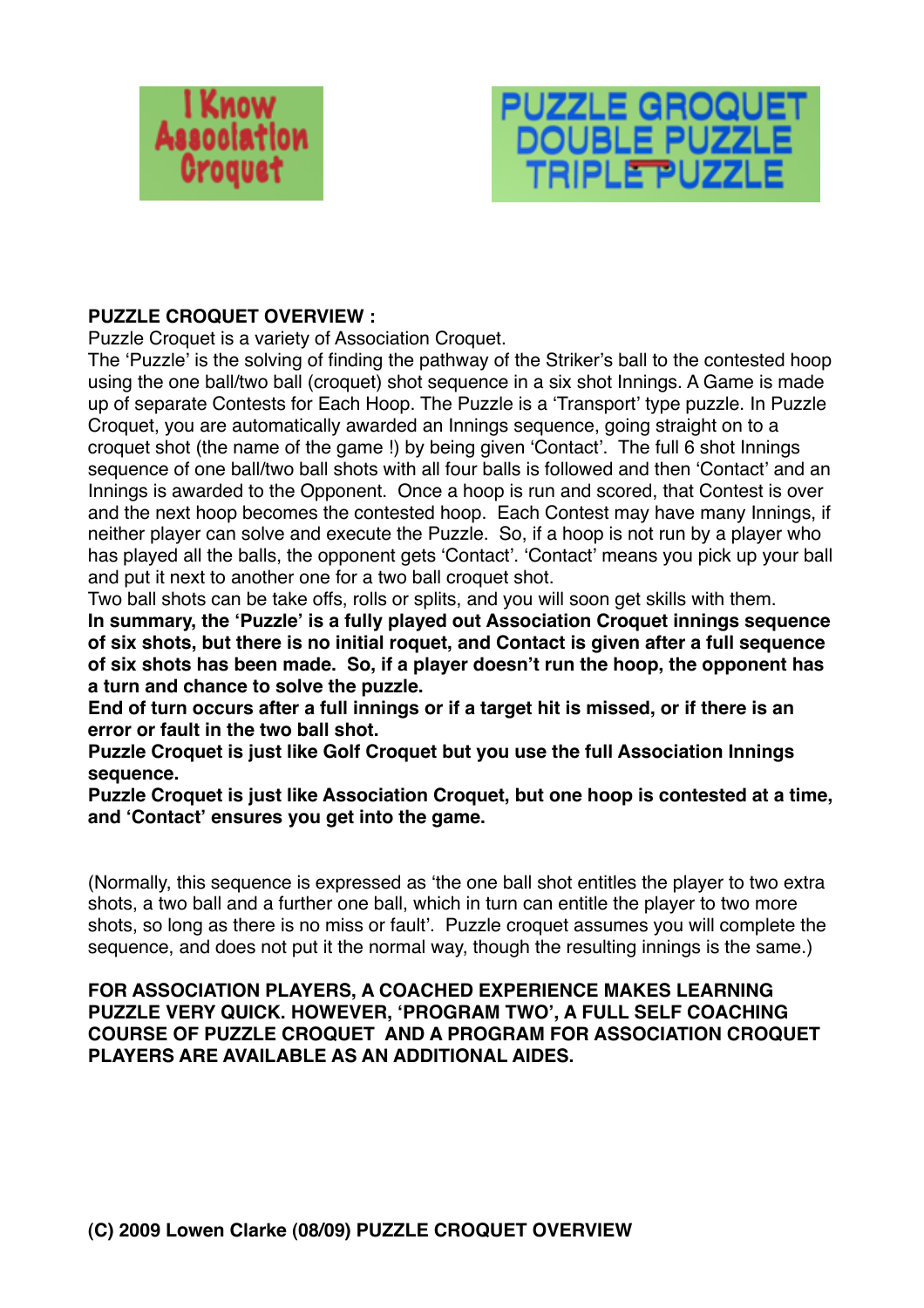I Know Association Croquet

PUZZLE GROQUET DOUBLE PUZZLE TRIPLE PUZZLE

**PUZZLE CROQUET OVERVIEW :**

Puzzle Croquet is a variety of Association Croquet.

The 'Puzzle' is the solving of finding the pathway of the Striker's ball to the contested hoop using the one ball/two ball (croquet) shot sequence in a six shot Innings. A Game is made up of separate Contests for Each Hoop. The Puzzle is a 'Transport' type puzzle. In Puzzle Croquet, you are automatically awarded an Innings sequence, going straight on to a croquet shot (the name of the game !) by being given 'Contact'. The full 6 shot Innings sequence of one ball/two ball shots with all four balls is followed and then 'Contact' and an Innings is awarded to the Opponent. Once a hoop is run and scored, that Contest is over and the next hoop becomes the contested hoop. Each Contest may have many Innings, if neither player can solve and execute the Puzzle. So, if a hoop is not run by a player who has played all the balls, the opponent gets 'Contact'. 'Contact' means you pick up your ball and put it next to another one for a two ball croquet shot.

Two ball shots can be take offs, rolls or splits, and you will soon get skills with them.

**In summary, the 'Puzzle' is a fully played out Association Croquet innings sequence of six shots, but there is no initial roquet, and Contact is given after a full sequence of six shots has been made. So, if a player doesn't run the hoop, the opponent has a turn and chance to solve the puzzle.**

**End of turn occurs after a full innings or if a target hit is missed, or if there is an error or fault in the two ball shot.**

**Puzzle Croquet is just like Golf Croquet but you use the full Association Innings sequence.**

**Puzzle Croquet is just like Association Croquet, but one hoop is contested at a time, and 'Contact' ensures you get into the game.**

(Normally, this sequence is expressed as 'the one ball shot entitles the player to two extra shots, a two ball and a further one ball, which in turn can entitle the player to two more shots, so long as there is no miss or fault'. Puzzle croquet assumes you will complete the sequence, and does not put it the normal way, though the resulting innings is the same.)

**FOR ASSOCIATION PLAYERS, A COACHED EXPERIENCE MAKES LEARNING PUZZLE VERY QUICK. HOWEVER, 'PROGRAM TWO', A FULL SELF COACHING COURSE OF PUZZLE CROQUET AND A PROGRAM FOR ASSOCIATION CROQUET PLAYERS ARE AVAILABLE AS AN ADDITIONAL AIDES.**

**(C) 2009 Lowen Clarke (08/09) PUZZLE CROQUET OVERVIEW**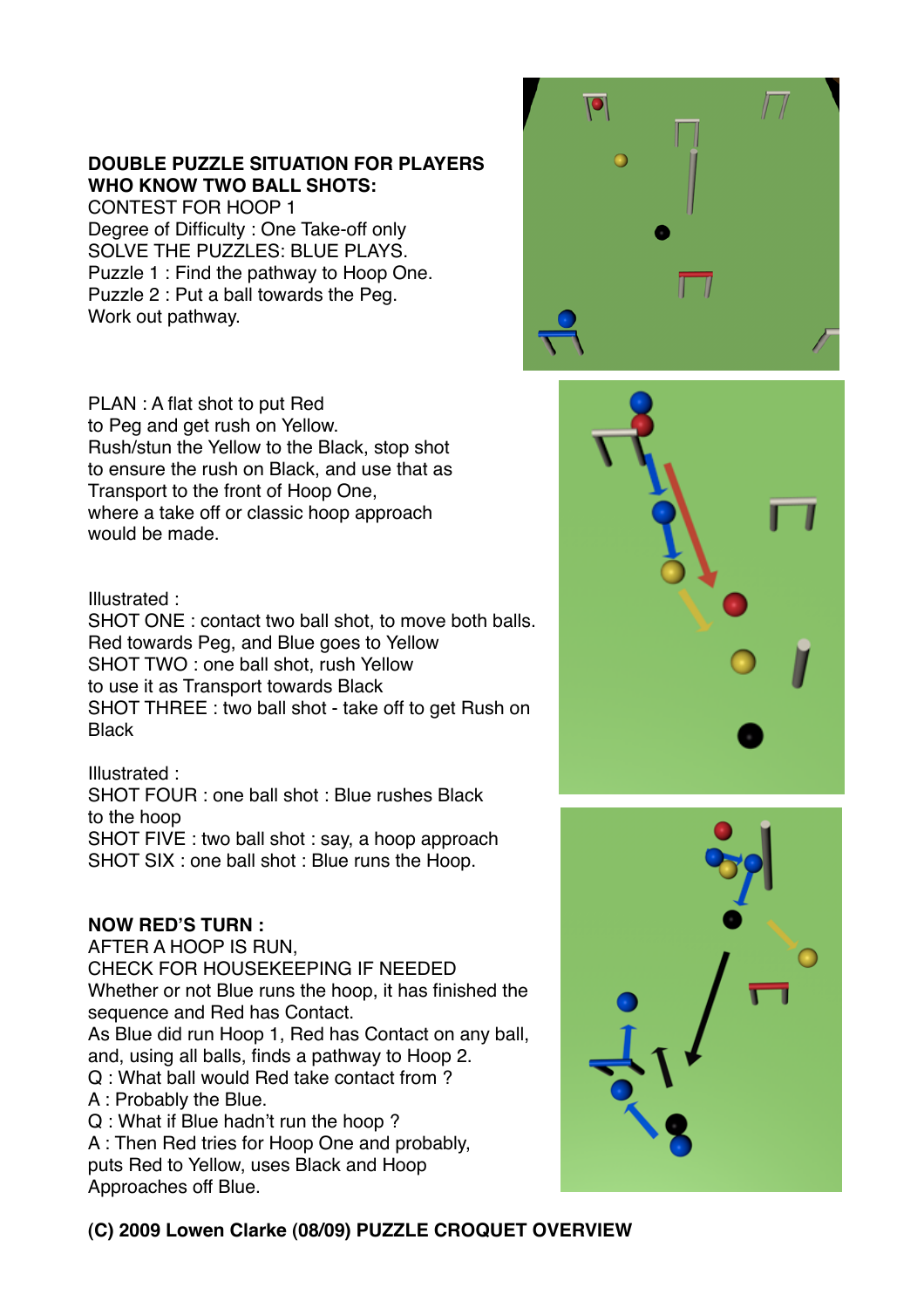**DOUBLE PUZZLE SITUATION FOR PLAYERS WHO KNOW TWO BALL SHOTS:**

CONTEST FOR HOOP 1

Degree of Difficulty : One Take-off only

SOLVE THE PUZZLES: BLUE PLAYS.

Puzzle 1 : Find the pathway to Hoop One.

Puzzle 2 : Put a ball towards the Peg.

Work out pathway.

PLAN : A flat shot to put Red to Peg and get rush on Yellow.
Rush/stun the Yellow to the Black, stop shot to ensure the rush on Black, and use that as Transport to the front of Hoop One, where a take off or classic hoop approach would be made.

Illustrated :

SHOT ONE : contact two ball shot, to move both balls. Red towards Peg, and Blue goes to Yellow

SHOT TWO : one ball shot, rush Yellow to use it as Transport towards Black

SHOT THREE : two ball shot - take off to get Rush on Black

Illustrated :

SHOT FOUR : one ball shot : Blue rushes Black to the hoop

SHOT FIVE : two ball shot : say, a hoop approach

SHOT SIX : one ball shot : Blue runs the Hoop.

**NOW RED'S TURN :**

AFTER A HOOP IS RUN,

CHECK FOR HOUSEKEEPING IF NEEDED

Whether or not Blue runs the hoop, it has finished the sequence and Red has Contact.

As Blue did run Hoop 1, Red has Contact on any ball, and, using all balls, finds a pathway to Hoop 2.

Q : What ball would Red take contact from ?

A : Probably the Blue.

Q : What if Blue hadn't run the hoop ?

A : Then Red tries for Hoop One and probably, puts Red to Yellow, uses Black and Hoop Approaches off Blue.

**(C) 2009 Lowen Clarke (08/09) PUZZLE CROQUET OVERVIEW**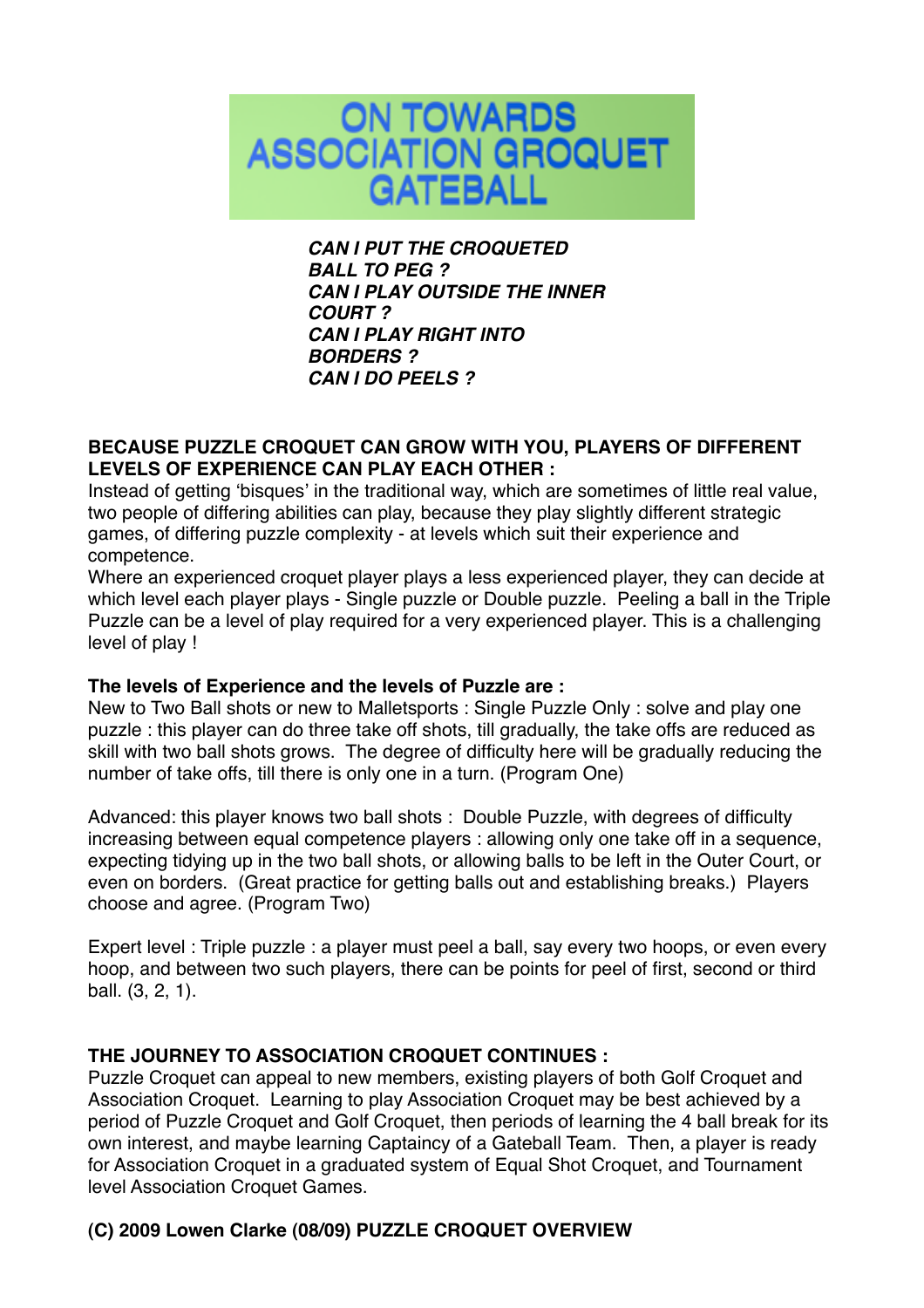# ON TOWARDS ASSOCIATION GROQUET GATEBALL

***CAN I PUT THE CROQUETED BALL TO PEG ?***
***CAN I PLAY OUTSIDE THE INNER COURT ?***
***CAN I PLAY RIGHT INTO BORDERS ?***
***CAN I DO PEELS ?***

**BECAUSE PUZZLE CROQUET CAN GROW WITH YOU, PLAYERS OF DIFFERENT LEVELS OF EXPERIENCE CAN PLAY EACH OTHER :**

Instead of getting 'bisques' in the traditional way, which are sometimes of little real value, two people of differing abilities can play, because they play slightly different strategic games, of differing puzzle complexity - at levels which suit their experience and competence.

Where an experienced croquet player plays a less experienced player, they can decide at which level each player plays - Single puzzle or Double puzzle. Peeling a ball in the Triple Puzzle can be a level of play required for a very experienced player. This is a challenging level of play !

**The levels of Experience and the levels of Puzzle are :**

New to Two Ball shots or new to Malletsports : Single Puzzle Only : solve and play one puzzle : this player can do three take off shots, till gradually, the take offs are reduced as skill with two ball shots grows. The degree of difficulty here will be gradually reducing the number of take offs, till there is only one in a turn. (Program One)

Advanced: this player knows two ball shots : Double Puzzle, with degrees of difficulty increasing between equal competence players : allowing only one take off in a sequence, expecting tidying up in the two ball shots, or allowing balls to be left in the Outer Court, or even on borders. (Great practice for getting balls out and establishing breaks.) Players choose and agree. (Program Two)

Expert level : Triple puzzle : a player must peel a ball, say every two hoops, or even every hoop, and between two such players, there can be points for peel of first, second or third ball. (3, 2, 1).

**THE JOURNEY TO ASSOCIATION CROQUET CONTINUES :**

Puzzle Croquet can appeal to new members, existing players of both Golf Croquet and Association Croquet. Learning to play Association Croquet may be best achieved by a period of Puzzle Croquet and Golf Croquet, then periods of learning the 4 ball break for its own interest, and maybe learning Captaincy of a Gateball Team. Then, a player is ready for Association Croquet in a graduated system of Equal Shot Croquet, and Tournament level Association Croquet Games.

**(C) 2009 Lowen Clarke (08/09) PUZZLE CROQUET OVERVIEW**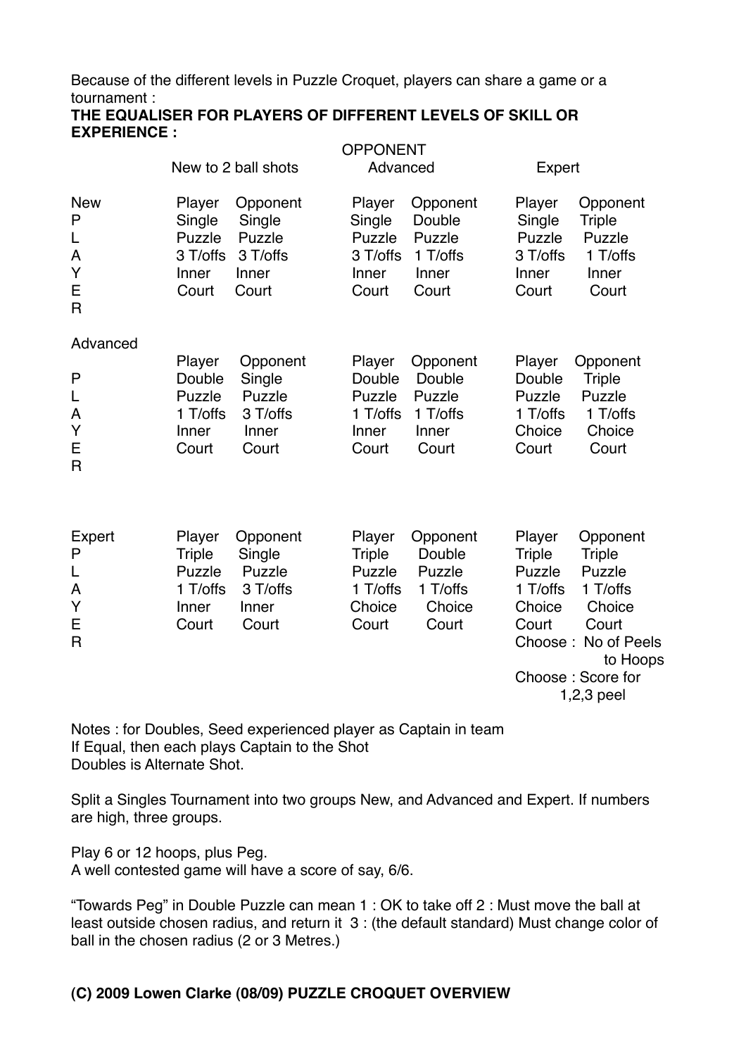Because of the different levels in Puzzle Croquet, players can share a game or a tournament :

**THE EQUALISER FOR PLAYERS OF DIFFERENT LEVELS OF SKILL OR EXPERIENCE :**

| | OPPONENT | | | | | |
|---|---|---|---|---|---|---|
| | New to 2 ball shots | | Advanced | | Expert | |
| **New PLAYER** | Player | Opponent | Player | Opponent | Player | Opponent |
| | Single | Single | Single | Double | Single | Triple |
| | Puzzle | Puzzle | Puzzle | Puzzle | Puzzle | Puzzle |
| | 3 T/offs | 3 T/offs | 3 T/offs | 1 T/offs | 3 T/offs | 1 T/offs |
| | Inner | Inner | Inner | Inner | Inner | Inner |
| | Court | Court | Court | Court | Court | Court |
| **Advanced PLAYER** | Player | Opponent | Player | Opponent | Player | Opponent |
| | Double | Single | Double | Double | Double | Triple |
| | Puzzle | Puzzle | Puzzle | Puzzle | Puzzle | Puzzle |
| | 1 T/offs | 3 T/offs | 1 T/offs | 1 T/offs | 1 T/offs | 1 T/offs |
| | Inner | Inner | Inner | Inner | Choice | Choice |
| | Court | Court | Court | Court | Court | Court |
| **Expert PLAYER** | Player | Opponent | Player | Opponent | Player | Opponent |
| | Triple | Single | Triple | Double | Triple | Triple |
| | Puzzle | Puzzle | Puzzle | Puzzle | Puzzle | Puzzle |
| | 1 T/offs | 3 T/offs | 1 T/offs | 1 T/offs | 1 T/offs | 1 T/offs |
| | Inner | Inner | Choice | Choice | Choice | Choice |
| | Court | Court | Court | Court | Court | Court |
| | | | | | Choose : No of Peels to Hoops | |
| | | | | | Choose : Score for 1,2,3 peel | |

Notes : for Doubles, Seed experienced player as Captain in team
If Equal, then each plays Captain to the Shot
Doubles is Alternate Shot.

Split a Singles Tournament into two groups New, and Advanced and Expert. If numbers are high, three groups.

Play 6 or 12 hoops, plus Peg.
A well contested game will have a score of say, 6/6.

"Towards Peg" in Double Puzzle can mean 1 : OK to take off 2 : Must move the ball at least outside chosen radius, and return it 3 : (the default standard) Must change color of ball in the chosen radius (2 or 3 Metres.)

**(C) 2009 Lowen Clarke (08/09) PUZZLE CROQUET OVERVIEW**